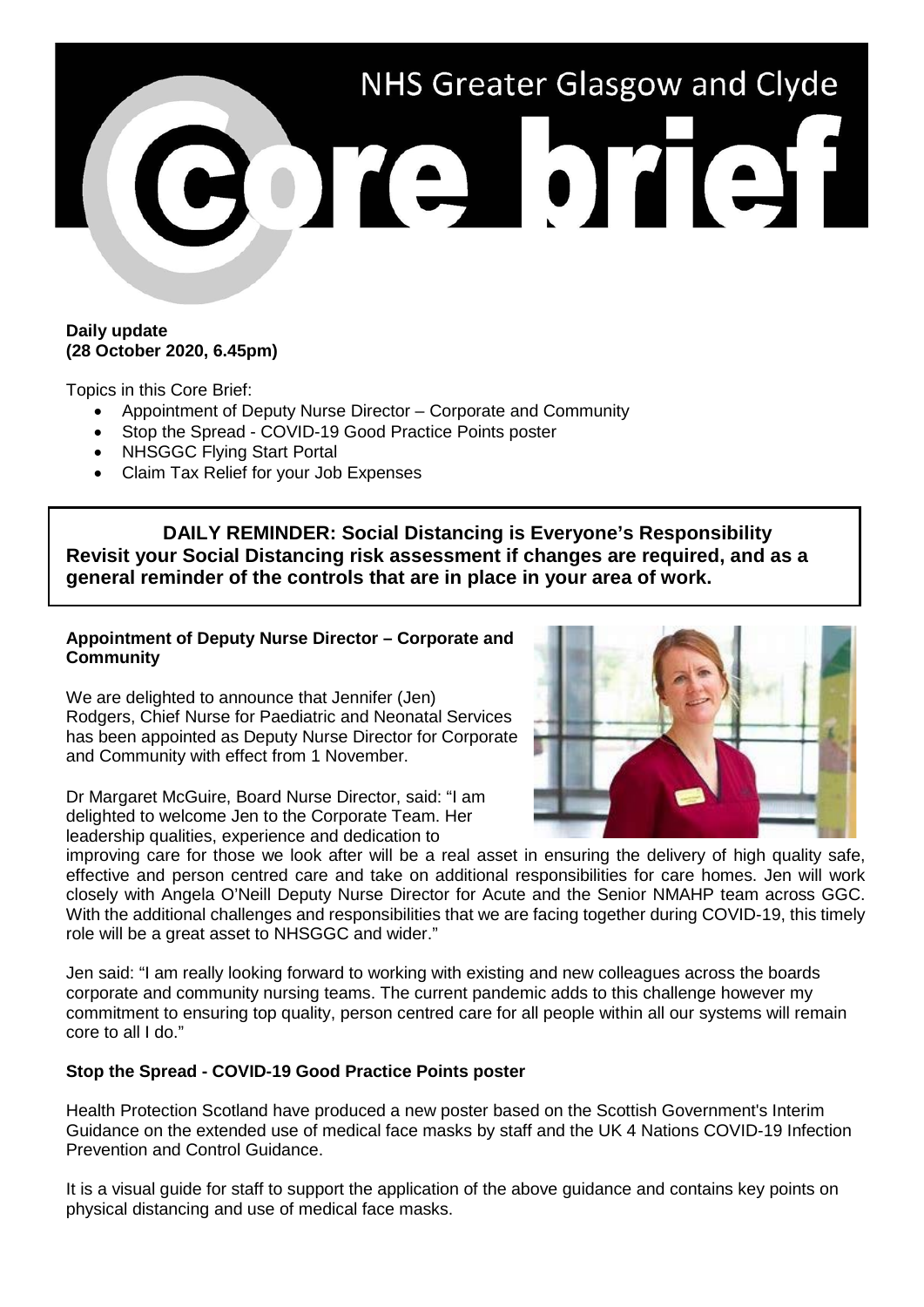# NHS Greater Glasgow and Clyde Core brief

**Daily update**
**(28 October 2020, 6.45pm)**

Topics in this Core Brief:

- Appointment of Deputy Nurse Director – Corporate and Community
- Stop the Spread - COVID-19 Good Practice Points poster
- NHSGGC Flying Start Portal
- Claim Tax Relief for your Job Expenses

**DAILY REMINDER: Social Distancing is Everyone's Responsibility**
**Revisit your Social Distancing risk assessment if changes are required, and as a general reminder of the controls that are in place in your area of work.**

### Appointment of Deputy Nurse Director – Corporate and Community

We are delighted to announce that Jennifer (Jen) Rodgers, Chief Nurse for Paediatric and Neonatal Services has been appointed as Deputy Nurse Director for Corporate and Community with effect from 1 November.

Dr Margaret McGuire, Board Nurse Director, said: "I am delighted to welcome Jen to the Corporate Team. Her leadership qualities, experience and dedication to improving care for those we look after will be a real asset in ensuring the delivery of high quality safe, effective and person centred care and take on additional responsibilities for care homes. Jen will work closely with Angela O'Neill Deputy Nurse Director for Acute and the Senior NMAHP team across GGC. With the additional challenges and responsibilities that we are facing together during COVID-19, this timely role will be a great asset to NHSGGC and wider."

Jen said: "I am really looking forward to working with existing and new colleagues across the boards corporate and community nursing teams. The current pandemic adds to this challenge however my commitment to ensuring top quality, person centred care for all people within all our systems will remain core to all I do."

### Stop the Spread - COVID-19 Good Practice Points poster

Health Protection Scotland have produced a new poster based on the Scottish Government's Interim Guidance on the extended use of medical face masks by staff and the UK 4 Nations COVID-19 Infection Prevention and Control Guidance.

It is a visual guide for staff to support the application of the above guidance and contains key points on physical distancing and use of medical face masks.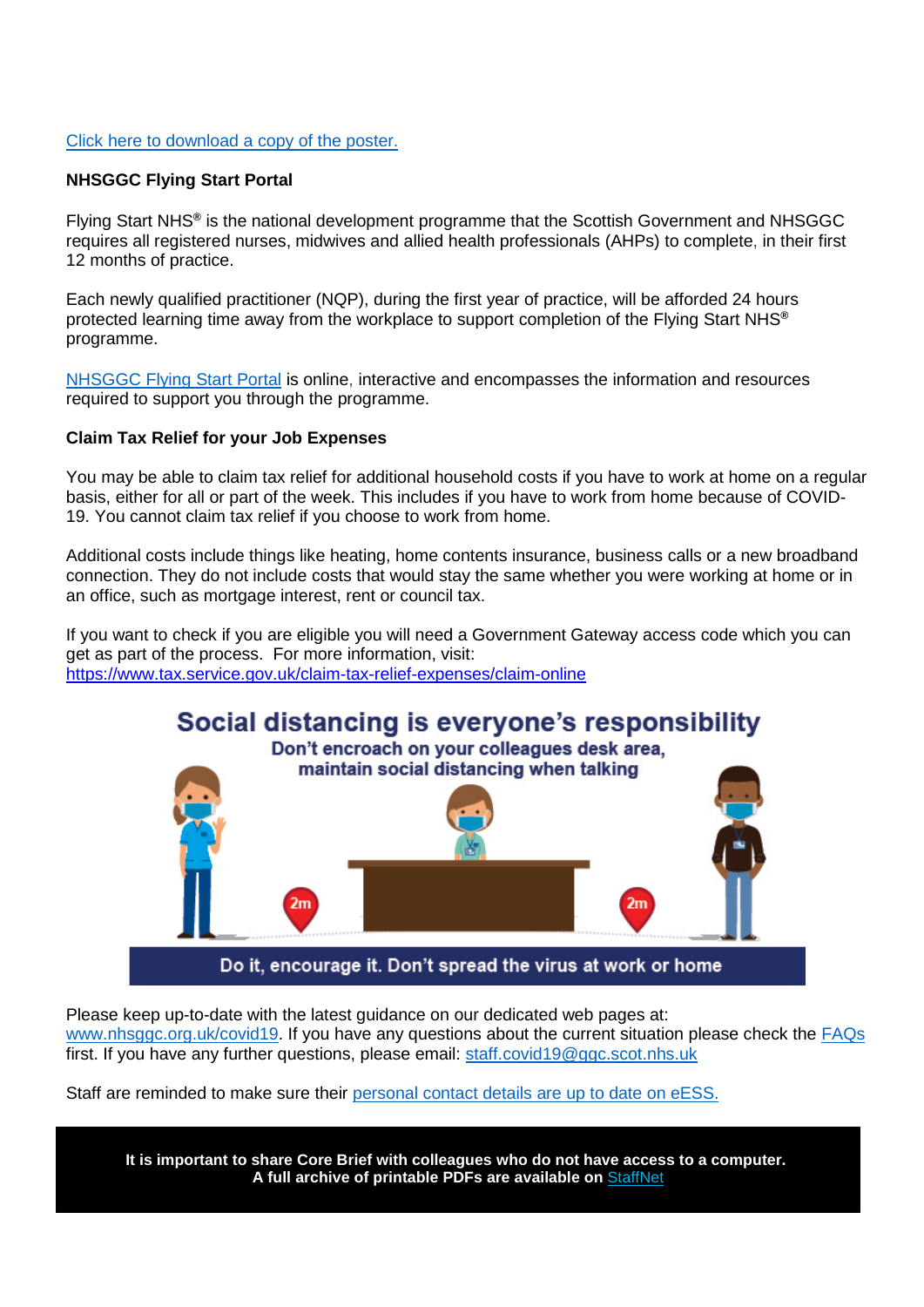Click here to download a copy of the poster.

**NHSGGC Flying Start Portal**

Flying Start NHS® is the national development programme that the Scottish Government and NHSGGC requires all registered nurses, midwives and allied health professionals (AHPs) to complete, in their first 12 months of practice.

Each newly qualified practitioner (NQP), during the first year of practice, will be afforded 24 hours protected learning time away from the workplace to support completion of the Flying Start NHS® programme.

NHSGGC Flying Start Portal is online, interactive and encompasses the information and resources required to support you through the programme.

**Claim Tax Relief for your Job Expenses**

You may be able to claim tax relief for additional household costs if you have to work at home on a regular basis, either for all or part of the week. This includes if you have to work from home because of COVID-19. You cannot claim tax relief if you choose to work from home.

Additional costs include things like heating, home contents insurance, business calls or a new broadband connection. They do not include costs that would stay the same whether you were working at home or in an office, such as mortgage interest, rent or council tax.

If you want to check if you are eligible you will need a Government Gateway access code which you can get as part of the process. For more information, visit: https://www.tax.service.gov.uk/claim-tax-relief-expenses/claim-online

Social distancing is everyone's responsibility

Don't encroach on your colleagues desk area, maintain social distancing when talking

2m

2m

Do it, encourage it. Don't spread the virus at work or home

Please keep up-to-date with the latest guidance on our dedicated web pages at: www.nhsggc.org.uk/covid19. If you have any questions about the current situation please check the FAQs first. If you have any further questions, please email: staff.covid19@ggc.scot.nhs.uk

Staff are reminded to make sure their personal contact details are up to date on eESS.

**It is important to share Core Brief with colleagues who do not have access to a computer.**
**A full archive of printable PDFs are available on StaffNet**